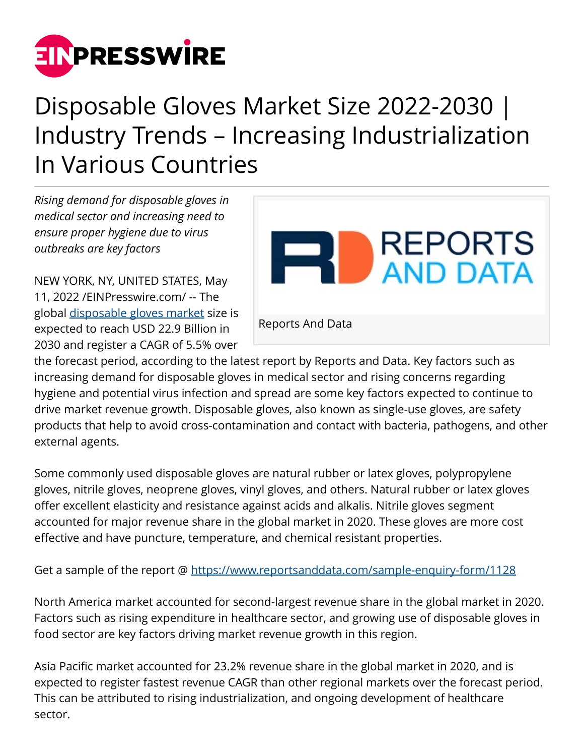# Disposable Gloves Market Size 2022-2030 | Industry Trends – Increasing Industrialization In Various Countries

*Rising demand for disposable gloves in medical sector and increasing need to ensure proper hygiene due to virus outbreaks are key factors*

Reports And Data

NEW YORK, NY, UNITED STATES, May 11, 2022 /EINPresswire.com/ -- The global [disposable gloves market](disposable gloves market) size is expected to reach USD 22.9 Billion in 2030 and register a CAGR of 5.5% over the forecast period, according to the latest report by Reports and Data. Key factors such as increasing demand for disposable gloves in medical sector and rising concerns regarding hygiene and potential virus infection and spread are some key factors expected to continue to drive market revenue growth. Disposable gloves, also known as single-use gloves, are safety products that help to avoid cross-contamination and contact with bacteria, pathogens, and other external agents.

Some commonly used disposable gloves are natural rubber or latex gloves, polypropylene gloves, nitrile gloves, neoprene gloves, vinyl gloves, and others. Natural rubber or latex gloves offer excellent elasticity and resistance against acids and alkalis. Nitrile gloves segment accounted for major revenue share in the global market in 2020. These gloves are more cost effective and have puncture, temperature, and chemical resistant properties.

Get a sample of the report @ https://www.reportsanddata.com/sample-enquiry-form/1128

North America market accounted for second-largest revenue share in the global market in 2020. Factors such as rising expenditure in healthcare sector, and growing use of disposable gloves in food sector are key factors driving market revenue growth in this region.

Asia Pacific market accounted for 23.2% revenue share in the global market in 2020, and is expected to register fastest revenue CAGR than other regional markets over the forecast period. This can be attributed to rising industrialization, and ongoing development of healthcare sector.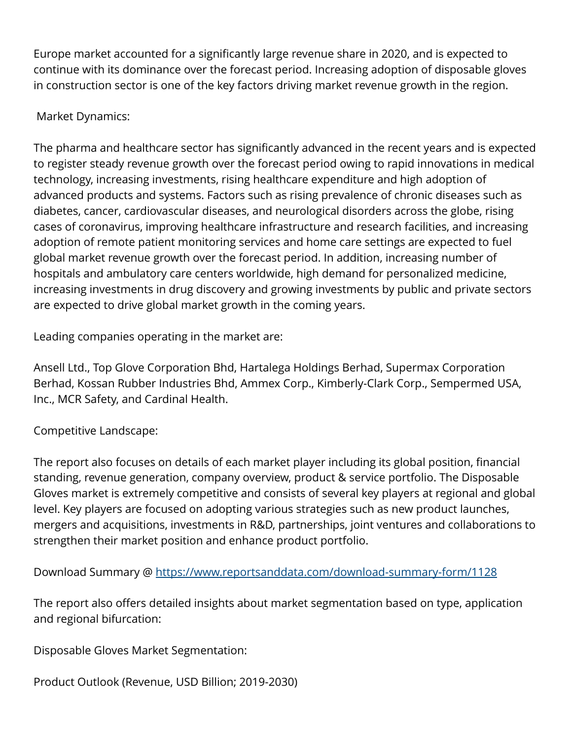Europe market accounted for a significantly large revenue share in 2020, and is expected to continue with its dominance over the forecast period. Increasing adoption of disposable gloves in construction sector is one of the key factors driving market revenue growth in the region.

Market Dynamics:

The pharma and healthcare sector has significantly advanced in the recent years and is expected to register steady revenue growth over the forecast period owing to rapid innovations in medical technology, increasing investments, rising healthcare expenditure and high adoption of advanced products and systems. Factors such as rising prevalence of chronic diseases such as diabetes, cancer, cardiovascular diseases, and neurological disorders across the globe, rising cases of coronavirus, improving healthcare infrastructure and research facilities, and increasing adoption of remote patient monitoring services and home care settings are expected to fuel global market revenue growth over the forecast period. In addition, increasing number of hospitals and ambulatory care centers worldwide, high demand for personalized medicine, increasing investments in drug discovery and growing investments by public and private sectors are expected to drive global market growth in the coming years.

Leading companies operating in the market are:

Ansell Ltd., Top Glove Corporation Bhd, Hartalega Holdings Berhad, Supermax Corporation Berhad, Kossan Rubber Industries Bhd, Ammex Corp., Kimberly-Clark Corp., Sempermed USA, Inc., MCR Safety, and Cardinal Health.

Competitive Landscape:

The report also focuses on details of each market player including its global position, financial standing, revenue generation, company overview, product & service portfolio. The Disposable Gloves market is extremely competitive and consists of several key players at regional and global level. Key players are focused on adopting various strategies such as new product launches, mergers and acquisitions, investments in R&D, partnerships, joint ventures and collaborations to strengthen their market position and enhance product portfolio.

Download Summary @ [https://www.reportsanddata.com/download-summary-form/1128](https://www.reportsanddata.com/download-summary-form/1128)

The report also offers detailed insights about market segmentation based on type, application and regional bifurcation:

Disposable Gloves Market Segmentation:

Product Outlook (Revenue, USD Billion; 2019-2030)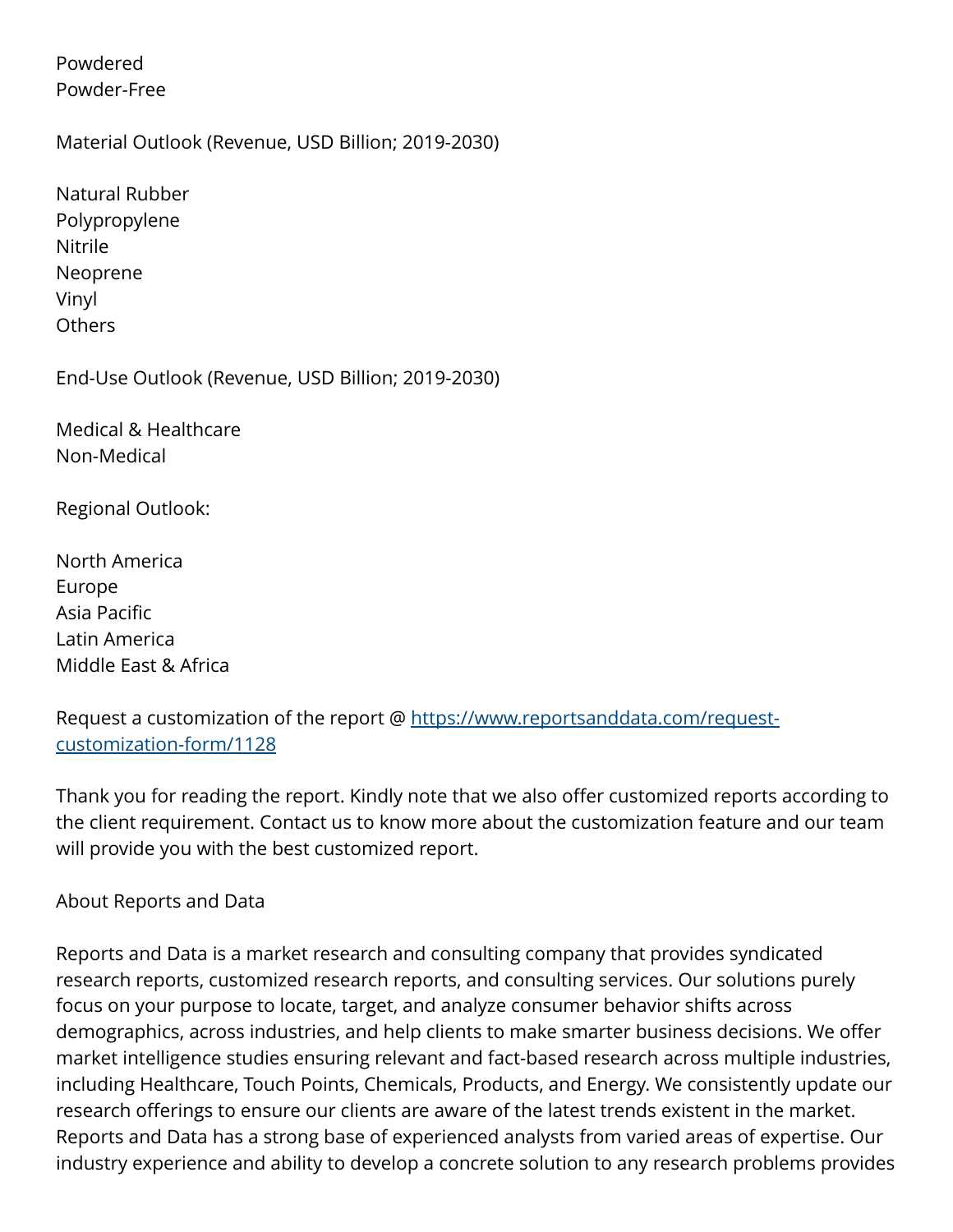Powdered
Powder-Free

Material Outlook (Revenue, USD Billion; 2019-2030)

Natural Rubber
Polypropylene
Nitrile
Neoprene
Vinyl
Others

End-Use Outlook (Revenue, USD Billion; 2019-2030)

Medical & Healthcare
Non-Medical

Regional Outlook:

North America
Europe
Asia Pacific
Latin America
Middle East & Africa

Request a customization of the report @ [https://www.reportsanddata.com/request-customization-form/1128](https://www.reportsanddata.com/request-customization-form/1128)

Thank you for reading the report. Kindly note that we also offer customized reports according to the client requirement. Contact us to know more about the customization feature and our team will provide you with the best customized report.

About Reports and Data

Reports and Data is a market research and consulting company that provides syndicated research reports, customized research reports, and consulting services. Our solutions purely focus on your purpose to locate, target, and analyze consumer behavior shifts across demographics, across industries, and help clients to make smarter business decisions. We offer market intelligence studies ensuring relevant and fact-based research across multiple industries, including Healthcare, Touch Points, Chemicals, Products, and Energy. We consistently update our research offerings to ensure our clients are aware of the latest trends existent in the market. Reports and Data has a strong base of experienced analysts from varied areas of expertise. Our industry experience and ability to develop a concrete solution to any research problems provides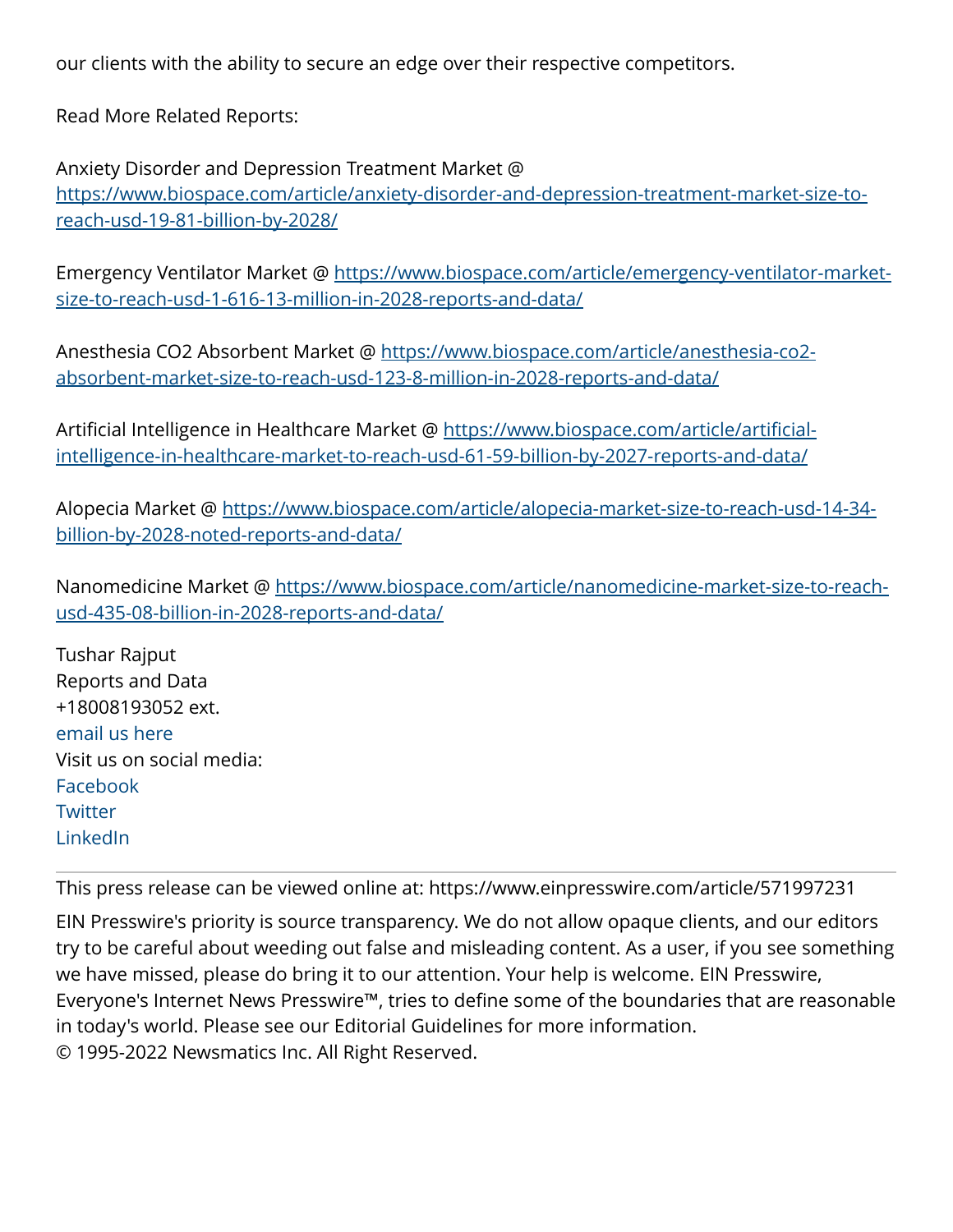our clients with the ability to secure an edge over their respective competitors.

Read More Related Reports:

Anxiety Disorder and Depression Treatment Market @ https://www.biospace.com/article/anxiety-disorder-and-depression-treatment-market-size-to-reach-usd-19-81-billion-by-2028/

Emergency Ventilator Market @ https://www.biospace.com/article/emergency-ventilator-market-size-to-reach-usd-1-616-13-million-in-2028-reports-and-data/

Anesthesia CO2 Absorbent Market @ https://www.biospace.com/article/anesthesia-co2-absorbent-market-size-to-reach-usd-123-8-million-in-2028-reports-and-data/

Artificial Intelligence in Healthcare Market @ https://www.biospace.com/article/artificial-intelligence-in-healthcare-market-to-reach-usd-61-59-billion-by-2027-reports-and-data/

Alopecia Market @ https://www.biospace.com/article/alopecia-market-size-to-reach-usd-14-34-billion-by-2028-noted-reports-and-data/

Nanomedicine Market @ https://www.biospace.com/article/nanomedicine-market-size-to-reach-usd-435-08-billion-in-2028-reports-and-data/

Tushar Rajput
Reports and Data
+18008193052 ext.
email us here
Visit us on social media:
Facebook
Twitter
LinkedIn

---

This press release can be viewed online at: https://www.einpresswire.com/article/571997231

EIN Presswire's priority is source transparency. We do not allow opaque clients, and our editors try to be careful about weeding out false and misleading content. As a user, if you see something we have missed, please do bring it to our attention. Your help is welcome. EIN Presswire, Everyone's Internet News Presswire™, tries to define some of the boundaries that are reasonable in today's world. Please see our Editorial Guidelines for more information.
© 1995-2022 Newsmatics Inc. All Right Reserved.